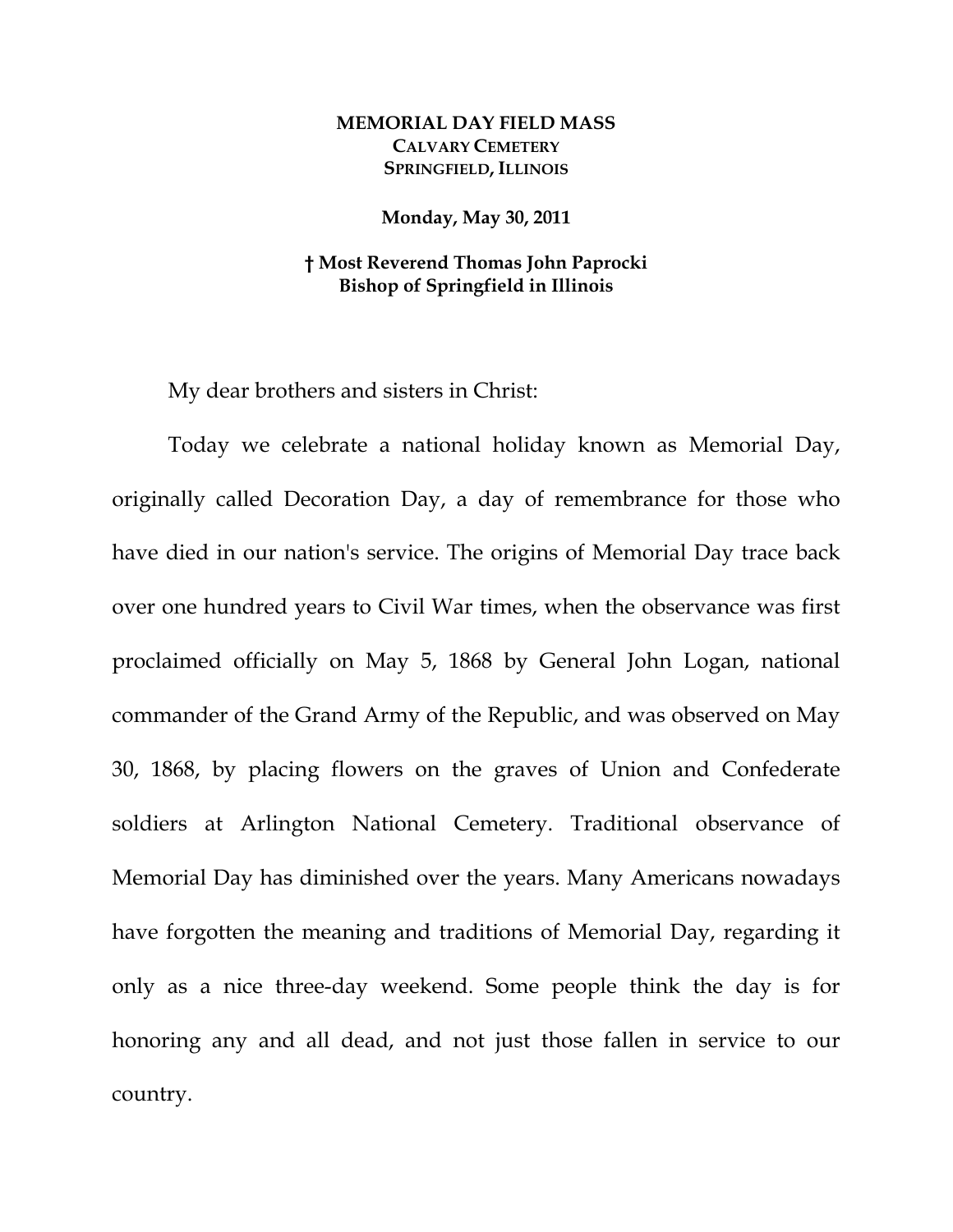**MEMORIAL DAY FIELD MASS**
**CALVARY CEMETERY**
**SPRINGFIELD, ILLINOIS**

**Monday, May 30, 2011**

**† Most Reverend Thomas John Paprocki**
**Bishop of Springfield in Illinois**

My dear brothers and sisters in Christ:

Today we celebrate a national holiday known as Memorial Day, originally called Decoration Day, a day of remembrance for those who have died in our nation's service. The origins of Memorial Day trace back over one hundred years to Civil War times, when the observance was first proclaimed officially on May 5, 1868 by General John Logan, national commander of the Grand Army of the Republic, and was observed on May 30, 1868, by placing flowers on the graves of Union and Confederate soldiers at Arlington National Cemetery. Traditional observance of Memorial Day has diminished over the years. Many Americans nowadays have forgotten the meaning and traditions of Memorial Day, regarding it only as a nice three-day weekend. Some people think the day is for honoring any and all dead, and not just those fallen in service to our country.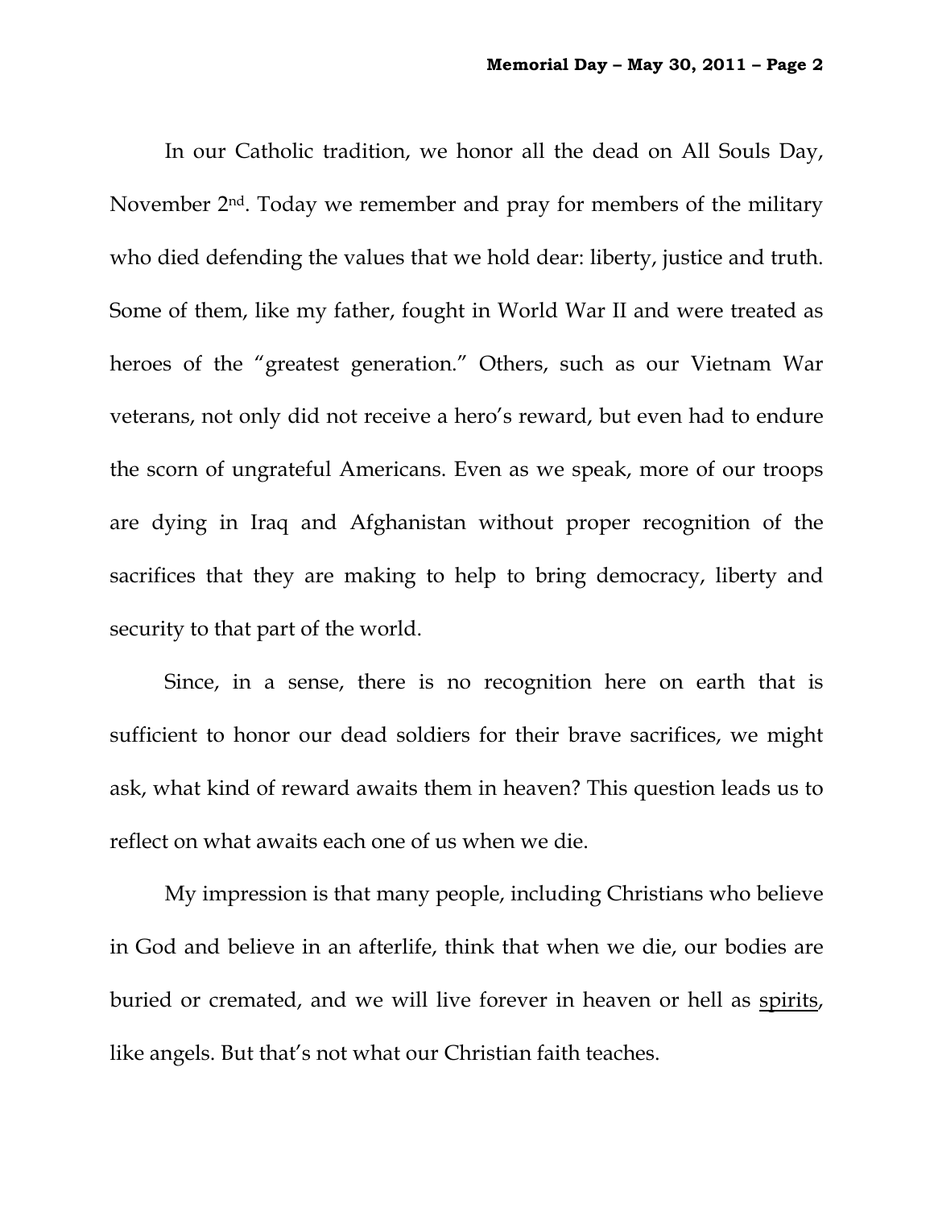In our Catholic tradition, we honor all the dead on All Souls Day, November 2nd. Today we remember and pray for members of the military who died defending the values that we hold dear: liberty, justice and truth. Some of them, like my father, fought in World War II and were treated as heroes of the "greatest generation." Others, such as our Vietnam War veterans, not only did not receive a hero's reward, but even had to endure the scorn of ungrateful Americans. Even as we speak, more of our troops are dying in Iraq and Afghanistan without proper recognition of the sacrifices that they are making to help to bring democracy, liberty and security to that part of the world.

Since, in a sense, there is no recognition here on earth that is sufficient to honor our dead soldiers for their brave sacrifices, we might ask, what kind of reward awaits them in heaven? This question leads us to reflect on what awaits each one of us when we die.

My impression is that many people, including Christians who believe in God and believe in an afterlife, think that when we die, our bodies are buried or cremated, and we will live forever in heaven or hell as <u>spirits</u>, like angels. But that's not what our Christian faith teaches.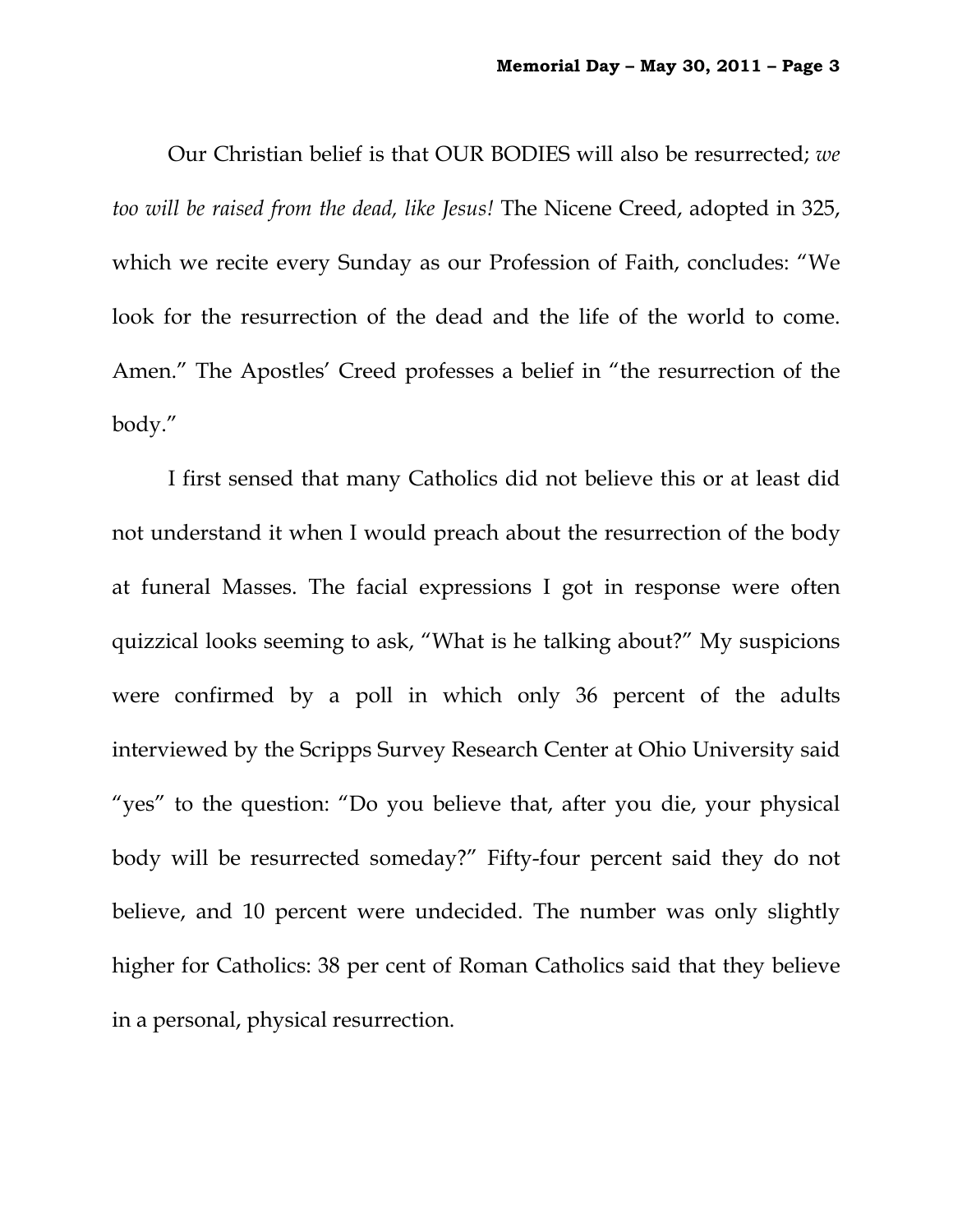Our Christian belief is that OUR BODIES will also be resurrected; *we too will be raised from the dead, like Jesus!* The Nicene Creed, adopted in 325, which we recite every Sunday as our Profession of Faith, concludes: "We look for the resurrection of the dead and the life of the world to come. Amen." The Apostles' Creed professes a belief in "the resurrection of the body."

I first sensed that many Catholics did not believe this or at least did not understand it when I would preach about the resurrection of the body at funeral Masses. The facial expressions I got in response were often quizzical looks seeming to ask, "What is he talking about?" My suspicions were confirmed by a poll in which only 36 percent of the adults interviewed by the Scripps Survey Research Center at Ohio University said "yes" to the question: "Do you believe that, after you die, your physical body will be resurrected someday?" Fifty-four percent said they do not believe, and 10 percent were undecided. The number was only slightly higher for Catholics: 38 per cent of Roman Catholics said that they believe in a personal, physical resurrection.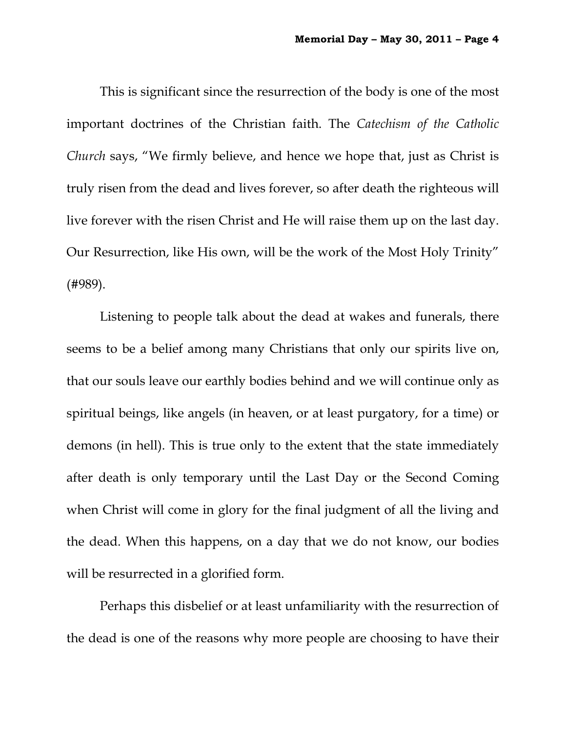This is significant since the resurrection of the body is one of the most important doctrines of the Christian faith. The *Catechism of the Catholic Church* says, "We firmly believe, and hence we hope that, just as Christ is truly risen from the dead and lives forever, so after death the righteous will live forever with the risen Christ and He will raise them up on the last day. Our Resurrection, like His own, will be the work of the Most Holy Trinity" (#989).

Listening to people talk about the dead at wakes and funerals, there seems to be a belief among many Christians that only our spirits live on, that our souls leave our earthly bodies behind and we will continue only as spiritual beings, like angels (in heaven, or at least purgatory, for a time) or demons (in hell). This is true only to the extent that the state immediately after death is only temporary until the Last Day or the Second Coming when Christ will come in glory for the final judgment of all the living and the dead. When this happens, on a day that we do not know, our bodies will be resurrected in a glorified form.

Perhaps this disbelief or at least unfamiliarity with the resurrection of the dead is one of the reasons why more people are choosing to have their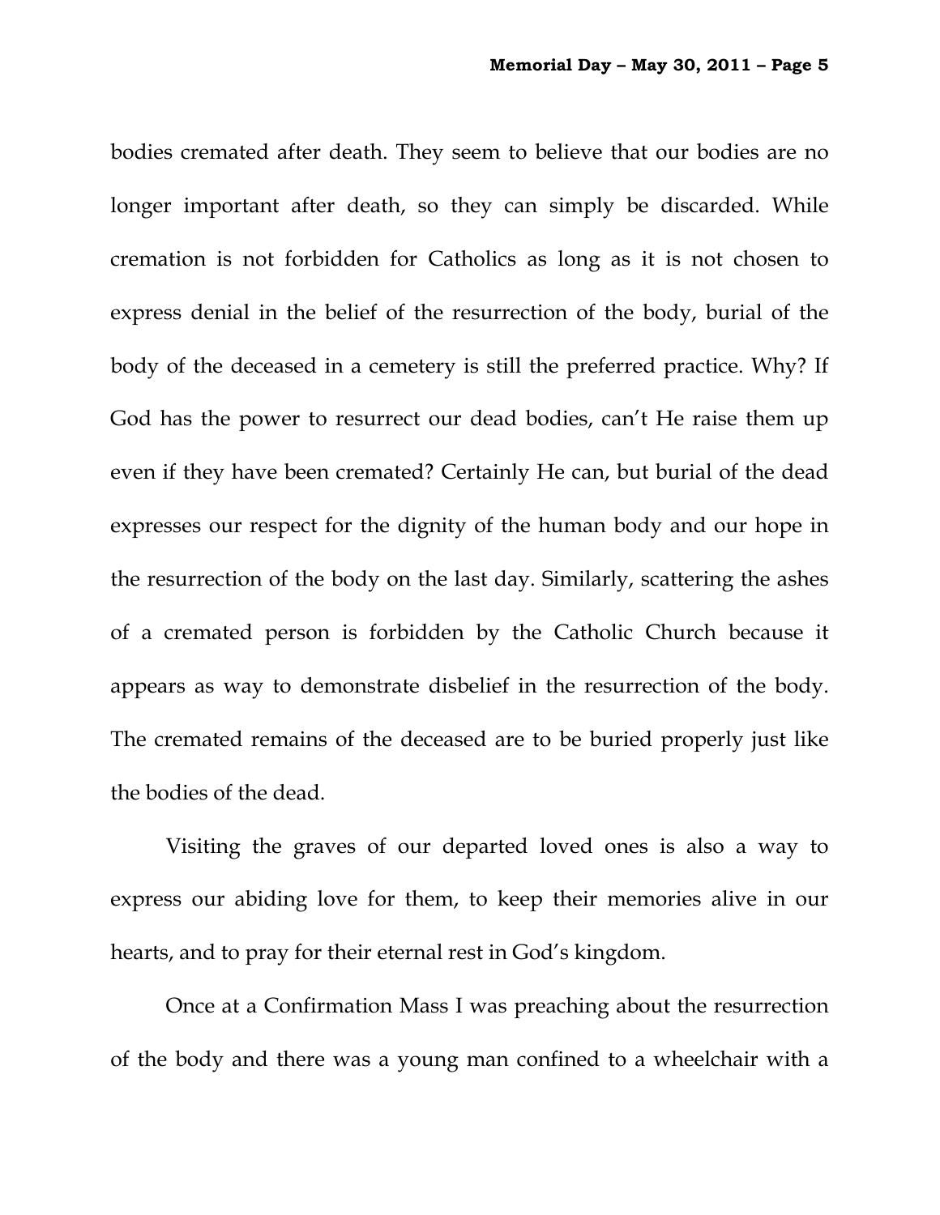bodies cremated after death. They seem to believe that our bodies are no longer important after death, so they can simply be discarded. While cremation is not forbidden for Catholics as long as it is not chosen to express denial in the belief of the resurrection of the body, burial of the body of the deceased in a cemetery is still the preferred practice. Why? If God has the power to resurrect our dead bodies, can't He raise them up even if they have been cremated? Certainly He can, but burial of the dead expresses our respect for the dignity of the human body and our hope in the resurrection of the body on the last day. Similarly, scattering the ashes of a cremated person is forbidden by the Catholic Church because it appears as way to demonstrate disbelief in the resurrection of the body. The cremated remains of the deceased are to be buried properly just like the bodies of the dead.

Visiting the graves of our departed loved ones is also a way to express our abiding love for them, to keep their memories alive in our hearts, and to pray for their eternal rest in God's kingdom.

Once at a Confirmation Mass I was preaching about the resurrection of the body and there was a young man confined to a wheelchair with a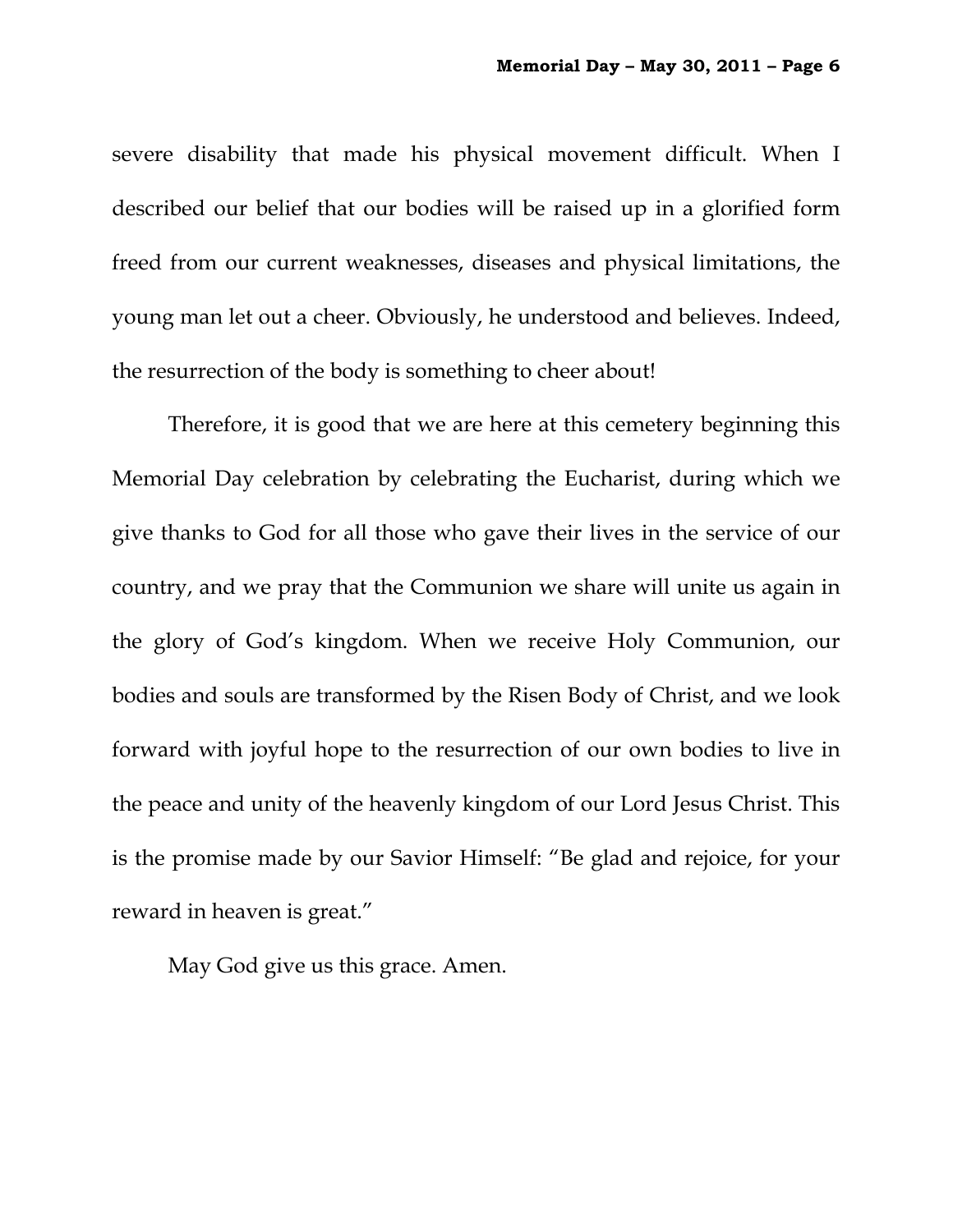severe disability that made his physical movement difficult. When I described our belief that our bodies will be raised up in a glorified form freed from our current weaknesses, diseases and physical limitations, the young man let out a cheer. Obviously, he understood and believes. Indeed, the resurrection of the body is something to cheer about!

Therefore, it is good that we are here at this cemetery beginning this Memorial Day celebration by celebrating the Eucharist, during which we give thanks to God for all those who gave their lives in the service of our country, and we pray that the Communion we share will unite us again in the glory of God's kingdom. When we receive Holy Communion, our bodies and souls are transformed by the Risen Body of Christ, and we look forward with joyful hope to the resurrection of our own bodies to live in the peace and unity of the heavenly kingdom of our Lord Jesus Christ. This is the promise made by our Savior Himself: "Be glad and rejoice, for your reward in heaven is great."

May God give us this grace. Amen.